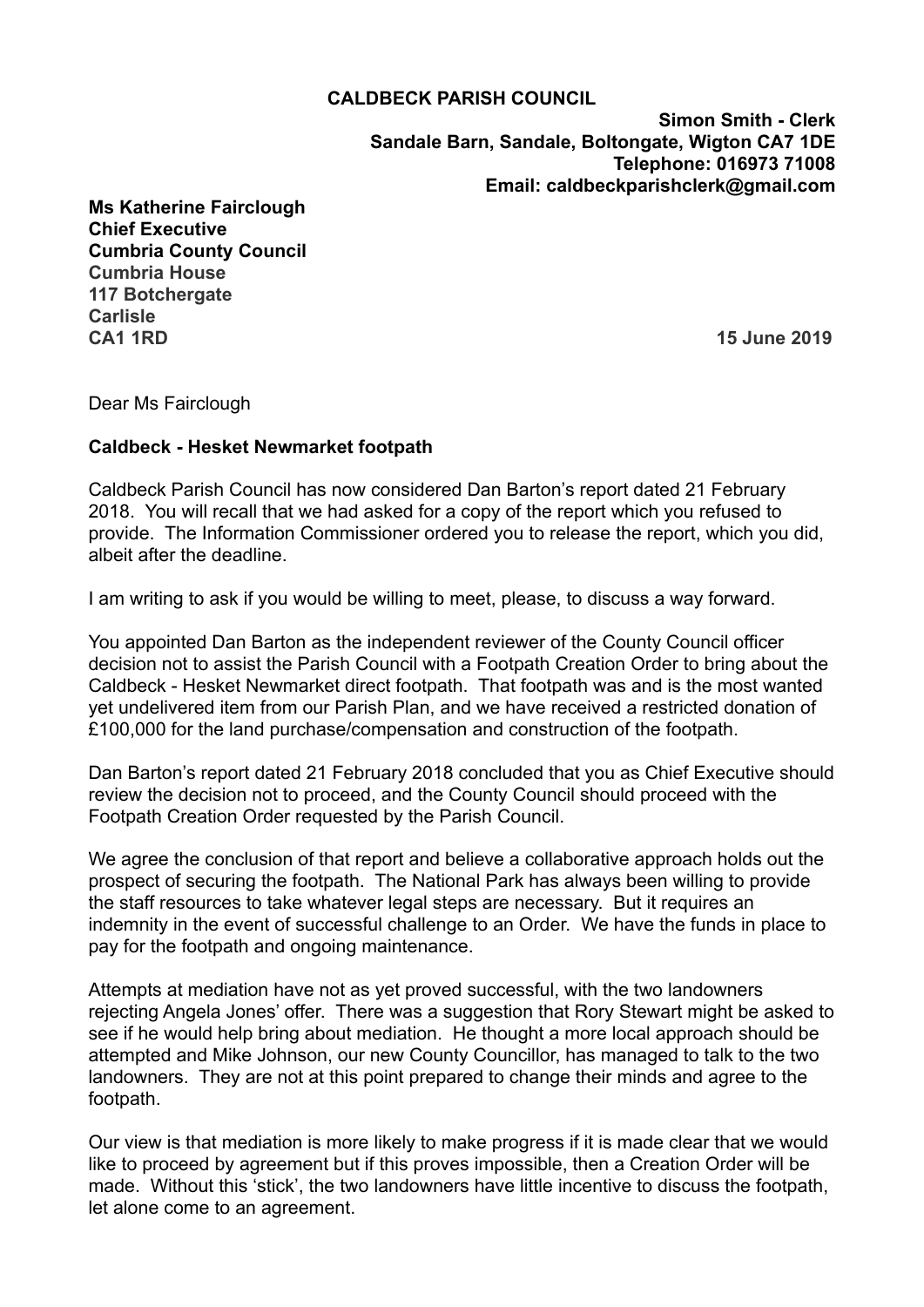**CALDBECK PARISH COUNCIL**

**Simon Smith - Clerk**
**Sandale Barn, Sandale, Boltongate, Wigton CA7 1DE**
**Telephone: 016973 71008**
**Email: caldbeckparishclerk@gmail.com**

**Ms Katherine Fairclough**
**Chief Executive**
**Cumbria County Council**
**Cumbria House**
**117 Botchergate**
**Carlisle**
**CA1 1RD**

**15 June 2019**

Dear Ms Fairclough

**Caldbeck - Hesket Newmarket footpath**

Caldbeck Parish Council has now considered Dan Barton's report dated 21 February 2018. You will recall that we had asked for a copy of the report which you refused to provide. The Information Commissioner ordered you to release the report, which you did, albeit after the deadline.

I am writing to ask if you would be willing to meet, please, to discuss a way forward.

You appointed Dan Barton as the independent reviewer of the County Council officer decision not to assist the Parish Council with a Footpath Creation Order to bring about the Caldbeck - Hesket Newmarket direct footpath. That footpath was and is the most wanted yet undelivered item from our Parish Plan, and we have received a restricted donation of £100,000 for the land purchase/compensation and construction of the footpath.

Dan Barton's report dated 21 February 2018 concluded that you as Chief Executive should review the decision not to proceed, and the County Council should proceed with the Footpath Creation Order requested by the Parish Council.

We agree the conclusion of that report and believe a collaborative approach holds out the prospect of securing the footpath. The National Park has always been willing to provide the staff resources to take whatever legal steps are necessary. But it requires an indemnity in the event of successful challenge to an Order. We have the funds in place to pay for the footpath and ongoing maintenance.

Attempts at mediation have not as yet proved successful, with the two landowners rejecting Angela Jones' offer. There was a suggestion that Rory Stewart might be asked to see if he would help bring about mediation. He thought a more local approach should be attempted and Mike Johnson, our new County Councillor, has managed to talk to the two landowners. They are not at this point prepared to change their minds and agree to the footpath.

Our view is that mediation is more likely to make progress if it is made clear that we would like to proceed by agreement but if this proves impossible, then a Creation Order will be made. Without this 'stick', the two landowners have little incentive to discuss the footpath, let alone come to an agreement.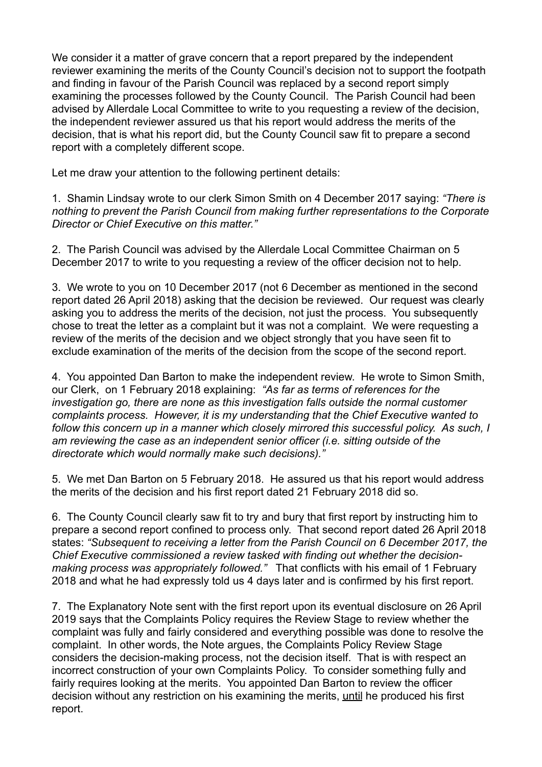We consider it a matter of grave concern that a report prepared by the independent reviewer examining the merits of the County Council's decision not to support the footpath and finding in favour of the Parish Council was replaced by a second report simply examining the processes followed by the County Council. The Parish Council had been advised by Allerdale Local Committee to write to you requesting a review of the decision, the independent reviewer assured us that his report would address the merits of the decision, that is what his report did, but the County Council saw fit to prepare a second report with a completely different scope.

Let me draw your attention to the following pertinent details:

1. Shamin Lindsay wrote to our clerk Simon Smith on 4 December 2017 saying: *"There is nothing to prevent the Parish Council from making further representations to the Corporate Director or Chief Executive on this matter."*

2. The Parish Council was advised by the Allerdale Local Committee Chairman on 5 December 2017 to write to you requesting a review of the officer decision not to help.

3. We wrote to you on 10 December 2017 (not 6 December as mentioned in the second report dated 26 April 2018) asking that the decision be reviewed. Our request was clearly asking you to address the merits of the decision, not just the process. You subsequently chose to treat the letter as a complaint but it was not a complaint. We were requesting a review of the merits of the decision and we object strongly that you have seen fit to exclude examination of the merits of the decision from the scope of the second report.

4. You appointed Dan Barton to make the independent review. He wrote to Simon Smith, our Clerk, on 1 February 2018 explaining: *"As far as terms of references for the investigation go, there are none as this investigation falls outside the normal customer complaints process. However, it is my understanding that the Chief Executive wanted to follow this concern up in a manner which closely mirrored this successful policy. As such, I am reviewing the case as an independent senior officer (i.e. sitting outside of the directorate which would normally make such decisions)."*

5. We met Dan Barton on 5 February 2018. He assured us that his report would address the merits of the decision and his first report dated 21 February 2018 did so.

6. The County Council clearly saw fit to try and bury that first report by instructing him to prepare a second report confined to process only. That second report dated 26 April 2018 states: *"Subsequent to receiving a letter from the Parish Council on 6 December 2017, the Chief Executive commissioned a review tasked with finding out whether the decision-making process was appropriately followed."* That conflicts with his email of 1 February 2018 and what he had expressly told us 4 days later and is confirmed by his first report.

7. The Explanatory Note sent with the first report upon its eventual disclosure on 26 April 2019 says that the Complaints Policy requires the Review Stage to review whether the complaint was fully and fairly considered and everything possible was done to resolve the complaint. In other words, the Note argues, the Complaints Policy Review Stage considers the decision-making process, not the decision itself. That is with respect an incorrect construction of your own Complaints Policy. To consider something fully and fairly requires looking at the merits. You appointed Dan Barton to review the officer decision without any restriction on his examining the merits, <u>until</u> he produced his first report.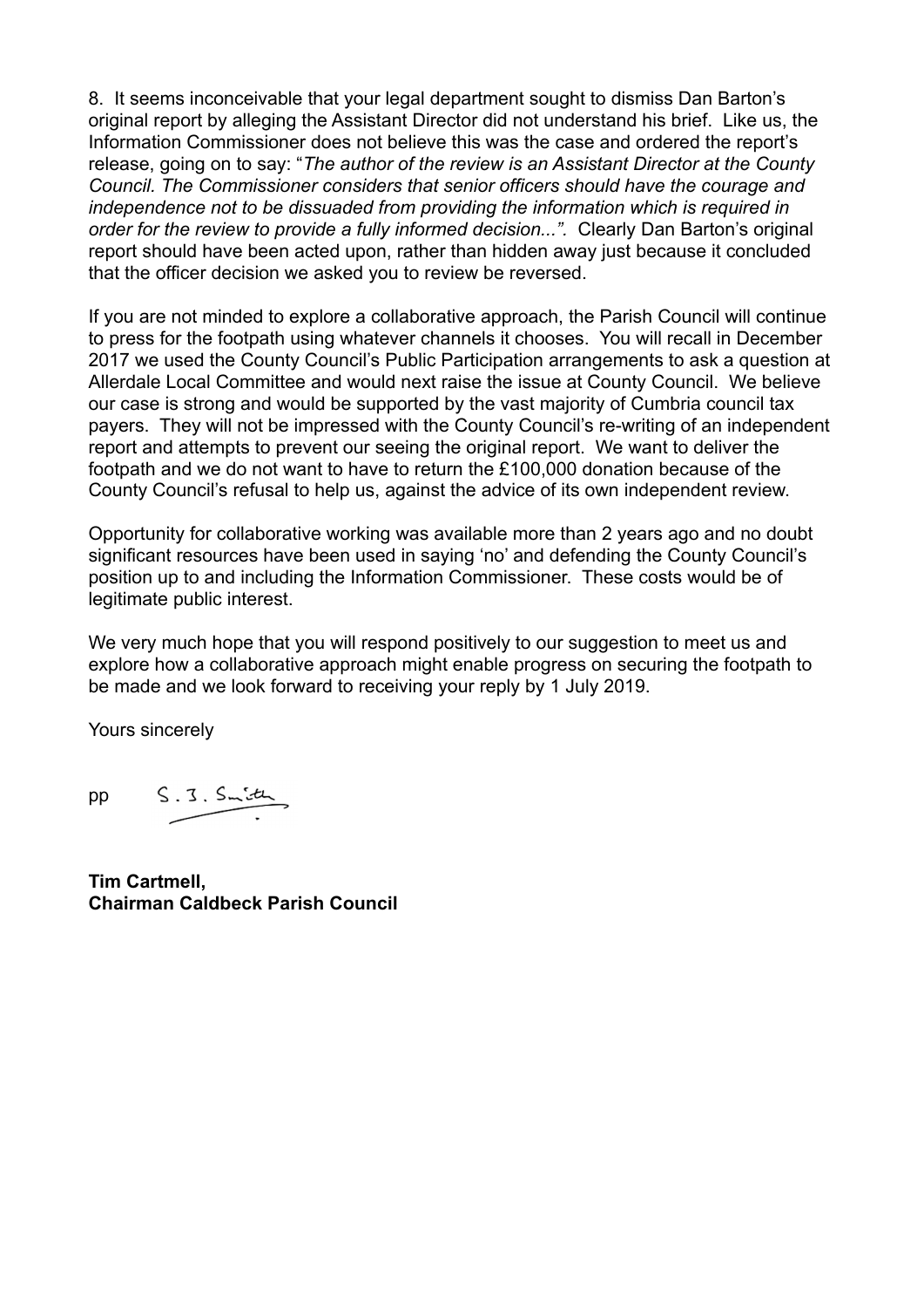8. It seems inconceivable that your legal department sought to dismiss Dan Barton's original report by alleging the Assistant Director did not understand his brief. Like us, the Information Commissioner does not believe this was the case and ordered the report's release, going on to say: "*The author of the review is an Assistant Director at the County Council. The Commissioner considers that senior officers should have the courage and independence not to be dissuaded from providing the information which is required in order for the review to provide a fully informed decision...".* Clearly Dan Barton's original report should have been acted upon, rather than hidden away just because it concluded that the officer decision we asked you to review be reversed.

If you are not minded to explore a collaborative approach, the Parish Council will continue to press for the footpath using whatever channels it chooses. You will recall in December 2017 we used the County Council's Public Participation arrangements to ask a question at Allerdale Local Committee and would next raise the issue at County Council. We believe our case is strong and would be supported by the vast majority of Cumbria council tax payers. They will not be impressed with the County Council's re-writing of an independent report and attempts to prevent our seeing the original report. We want to deliver the footpath and we do not want to have to return the £100,000 donation because of the County Council's refusal to help us, against the advice of its own independent review.

Opportunity for collaborative working was available more than 2 years ago and no doubt significant resources have been used in saying 'no' and defending the County Council's position up to and including the Information Commissioner. These costs would be of legitimate public interest.

We very much hope that you will respond positively to our suggestion to meet us and explore how a collaborative approach might enable progress on securing the footpath to be made and we look forward to receiving your reply by 1 July 2019.

Yours sincerely

pp S. J. Smith

**Tim Cartmell,**
**Chairman Caldbeck Parish Council**